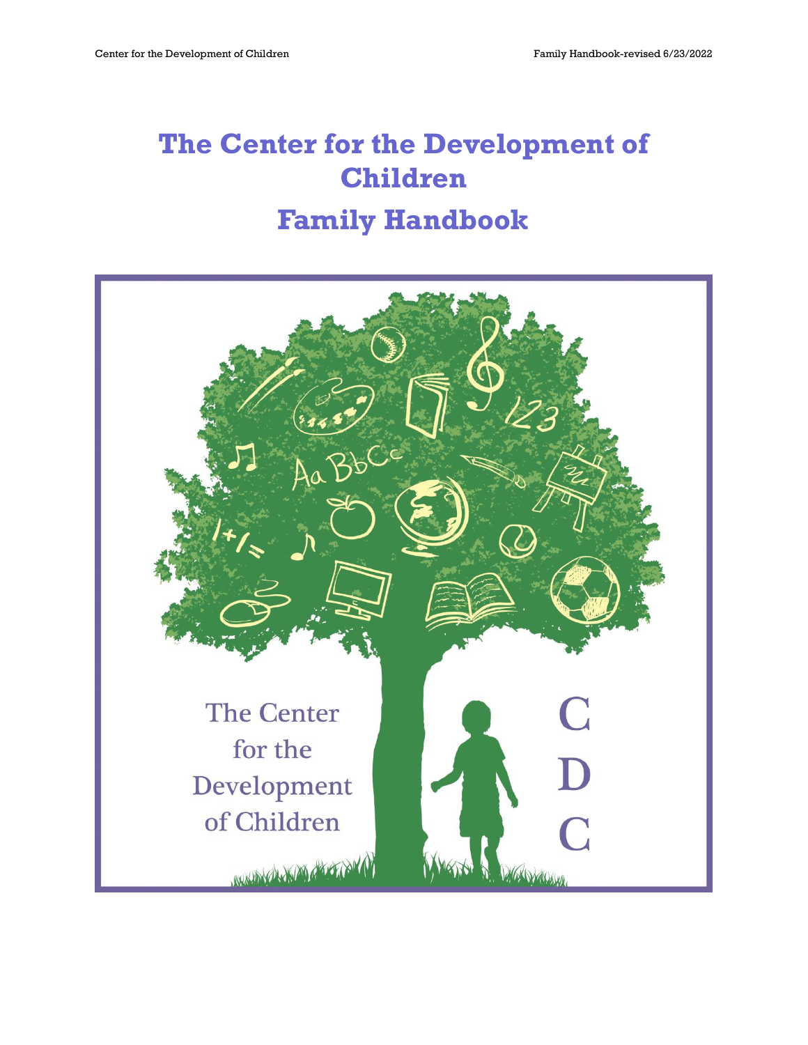# The Center for the Development of Children

# Family Handbook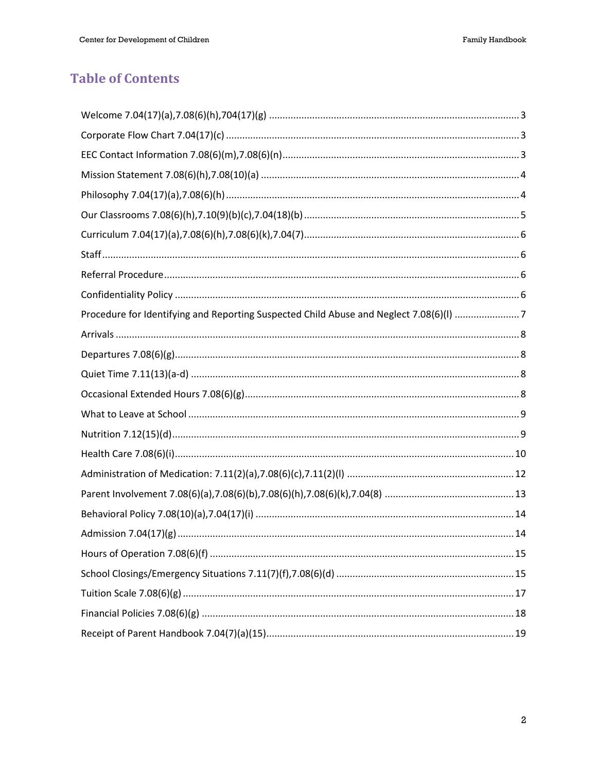# Table of Contents

Welcome 7.04(17)(a),7.08(6)(h),704(17)(g) ............ 3

Corporate Flow Chart 7.04(17)(c) ............ 3

EEC Contact Information 7.08(6)(m),7.08(6)(n) ............ 3

Mission Statement 7.08(6)(h),7.08(10)(a) ............ 4

Philosophy 7.04(17)(a),7.08(6)(h) ............ 4

Our Classrooms 7.08(6)(h),7.10(9)(b)(c),7.04(18)(b) ............ 5

Curriculum 7.04(17)(a),7.08(6)(h),7.08(6)(k),7.04(7) ............ 6

Staff ............ 6

Referral Procedure ............ 6

Confidentiality Policy ............ 6

Procedure for Identifying and Reporting Suspected Child Abuse and Neglect 7.08(6)(l) ............ 7

Arrivals ............ 8

Departures 7.08(6)(g) ............ 8

Quiet Time 7.11(13)(a-d) ............ 8

Occasional Extended Hours 7.08(6)(g) ............ 8

What to Leave at School ............ 9

Nutrition 7.12(15)(d) ............ 9

Health Care 7.08(6)(i) ............ 10

Administration of Medication: 7.11(2)(a),7.08(6)(c),7.11(2)(l) ............ 12

Parent Involvement 7.08(6)(a),7.08(6)(b),7.08(6)(h),7.08(6)(k),7.04(8) ............ 13

Behavioral Policy 7.08(10)(a),7.04(17)(i) ............ 14

Admission 7.04(17)(g) ............ 14

Hours of Operation 7.08(6)(f) ............ 15

School Closings/Emergency Situations 7.11(7)(f),7.08(6)(d) ............ 15

Tuition Scale 7.08(6)(g) ............ 17

Financial Policies 7.08(6)(g) ............ 18

Receipt of Parent Handbook 7.04(7)(a)(15) ............ 19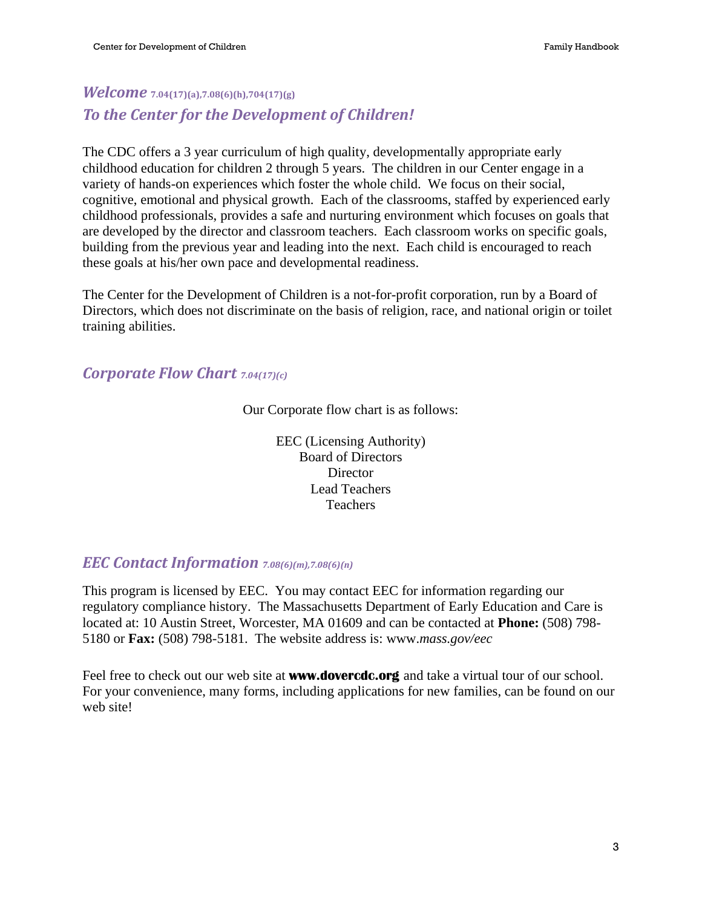## *Welcome* 7.04(17)(a),7.08(6)(h),704(17)(g)
## *To the Center for the Development of Children!*

The CDC offers a 3 year curriculum of high quality, developmentally appropriate early childhood education for children 2 through 5 years. The children in our Center engage in a variety of hands-on experiences which foster the whole child. We focus on their social, cognitive, emotional and physical growth. Each of the classrooms, staffed by experienced early childhood professionals, provides a safe and nurturing environment which focuses on goals that are developed by the director and classroom teachers. Each classroom works on specific goals, building from the previous year and leading into the next. Each child is encouraged to reach these goals at his/her own pace and developmental readiness.

The Center for the Development of Children is a not-for-profit corporation, run by a Board of Directors, which does not discriminate on the basis of religion, race, and national origin or toilet training abilities.

## *Corporate Flow Chart* *7.04(17)(c)*

Our Corporate flow chart is as follows:

EEC (Licensing Authority)
Board of Directors
Director
Lead Teachers
Teachers

## *EEC Contact Information* *7.08(6)(m),7.08(6)(n)*

This program is licensed by EEC. You may contact EEC for information regarding our regulatory compliance history. The Massachusetts Department of Early Education and Care is located at: 10 Austin Street, Worcester, MA 01609 and can be contacted at **Phone:** (508) 798-5180 or **Fax:** (508) 798-5181. The website address is: www.*mass.gov/eec*

Feel free to check out our web site at **www.dovercdc.org** and take a virtual tour of our school. For your convenience, many forms, including applications for new families, can be found on our web site!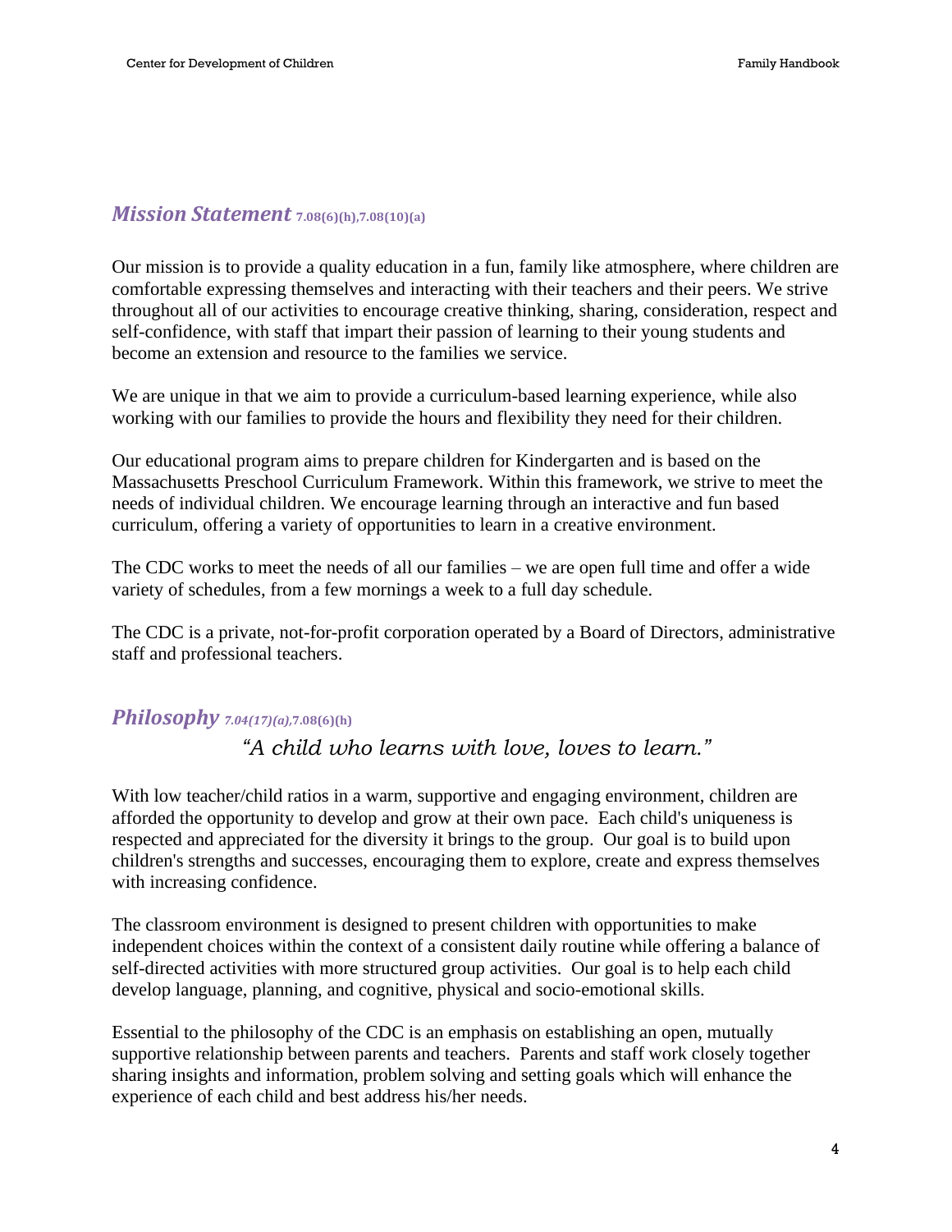## *Mission Statement* 7.08(6)(h),7.08(10)(a)

Our mission is to provide a quality education in a fun, family like atmosphere, where children are comfortable expressing themselves and interacting with their teachers and their peers. We strive throughout all of our activities to encourage creative thinking, sharing, consideration, respect and self-confidence, with staff that impart their passion of learning to their young students and become an extension and resource to the families we service.

We are unique in that we aim to provide a curriculum-based learning experience, while also working with our families to provide the hours and flexibility they need for their children.

Our educational program aims to prepare children for Kindergarten and is based on the Massachusetts Preschool Curriculum Framework. Within this framework, we strive to meet the needs of individual children. We encourage learning through an interactive and fun based curriculum, offering a variety of opportunities to learn in a creative environment.

The CDC works to meet the needs of all our families – we are open full time and offer a wide variety of schedules, from a few mornings a week to a full day schedule.

The CDC is a private, not-for-profit corporation operated by a Board of Directors, administrative staff and professional teachers.

## *Philosophy* *7.04(17)(a)*,7.08(6)(h)

*"A child who learns with love, loves to learn."*

With low teacher/child ratios in a warm, supportive and engaging environment, children are afforded the opportunity to develop and grow at their own pace. Each child's uniqueness is respected and appreciated for the diversity it brings to the group. Our goal is to build upon children's strengths and successes, encouraging them to explore, create and express themselves with increasing confidence.

The classroom environment is designed to present children with opportunities to make independent choices within the context of a consistent daily routine while offering a balance of self-directed activities with more structured group activities. Our goal is to help each child develop language, planning, and cognitive, physical and socio-emotional skills.

Essential to the philosophy of the CDC is an emphasis on establishing an open, mutually supportive relationship between parents and teachers. Parents and staff work closely together sharing insights and information, problem solving and setting goals which will enhance the experience of each child and best address his/her needs.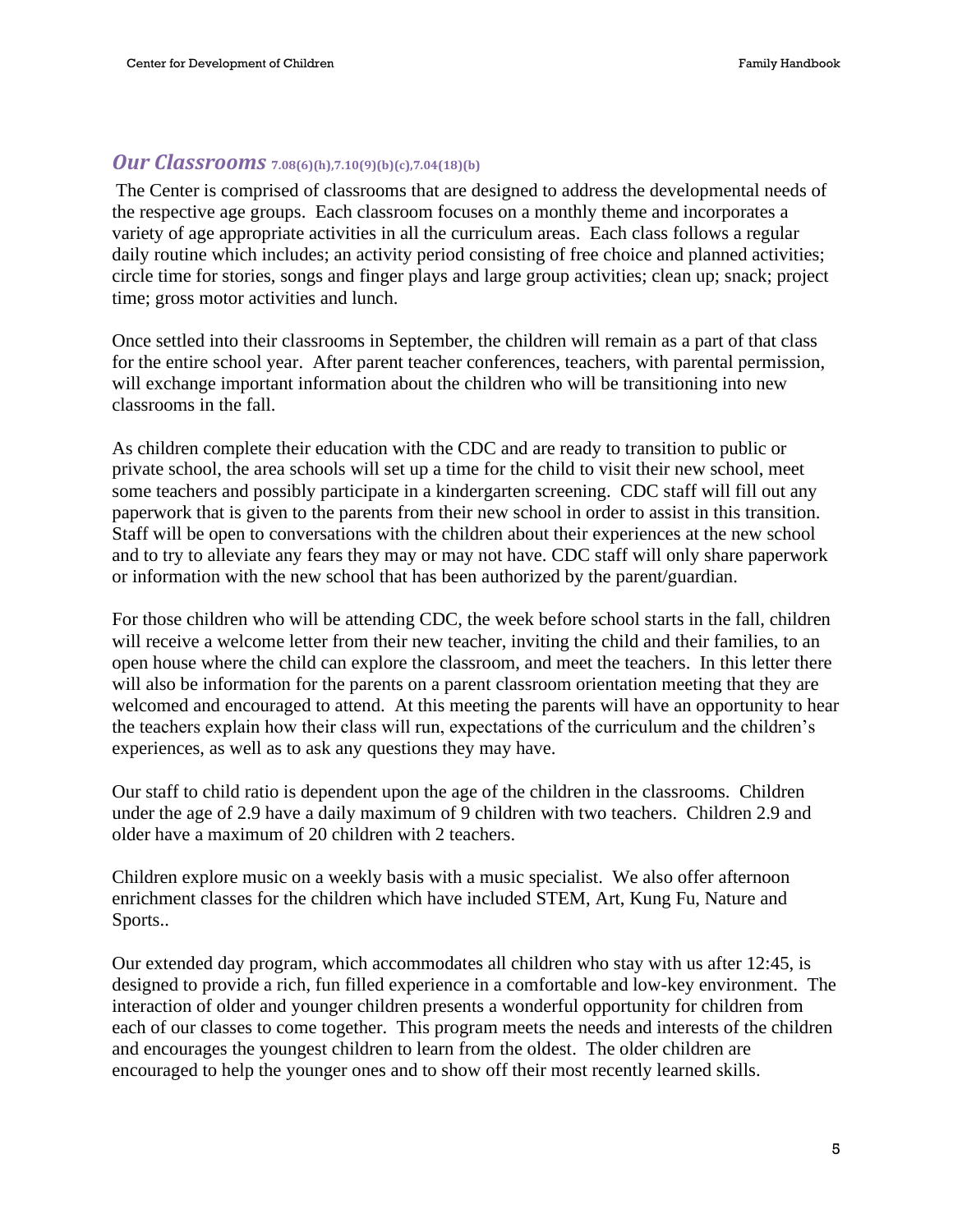## *Our Classrooms* 7.08(6)(h),7.10(9)(b)(c),7.04(18)(b)

The Center is comprised of classrooms that are designed to address the developmental needs of the respective age groups. Each classroom focuses on a monthly theme and incorporates a variety of age appropriate activities in all the curriculum areas. Each class follows a regular daily routine which includes; an activity period consisting of free choice and planned activities; circle time for stories, songs and finger plays and large group activities; clean up; snack; project time; gross motor activities and lunch.

Once settled into their classrooms in September, the children will remain as a part of that class for the entire school year. After parent teacher conferences, teachers, with parental permission, will exchange important information about the children who will be transitioning into new classrooms in the fall.

As children complete their education with the CDC and are ready to transition to public or private school, the area schools will set up a time for the child to visit their new school, meet some teachers and possibly participate in a kindergarten screening. CDC staff will fill out any paperwork that is given to the parents from their new school in order to assist in this transition. Staff will be open to conversations with the children about their experiences at the new school and to try to alleviate any fears they may or may not have. CDC staff will only share paperwork or information with the new school that has been authorized by the parent/guardian.

For those children who will be attending CDC, the week before school starts in the fall, children will receive a welcome letter from their new teacher, inviting the child and their families, to an open house where the child can explore the classroom, and meet the teachers. In this letter there will also be information for the parents on a parent classroom orientation meeting that they are welcomed and encouraged to attend. At this meeting the parents will have an opportunity to hear the teachers explain how their class will run, expectations of the curriculum and the children's experiences, as well as to ask any questions they may have.

Our staff to child ratio is dependent upon the age of the children in the classrooms. Children under the age of 2.9 have a daily maximum of 9 children with two teachers. Children 2.9 and older have a maximum of 20 children with 2 teachers.

Children explore music on a weekly basis with a music specialist. We also offer afternoon enrichment classes for the children which have included STEM, Art, Kung Fu, Nature and Sports..

Our extended day program, which accommodates all children who stay with us after 12:45, is designed to provide a rich, fun filled experience in a comfortable and low-key environment. The interaction of older and younger children presents a wonderful opportunity for children from each of our classes to come together. This program meets the needs and interests of the children and encourages the youngest children to learn from the oldest. The older children are encouraged to help the younger ones and to show off their most recently learned skills.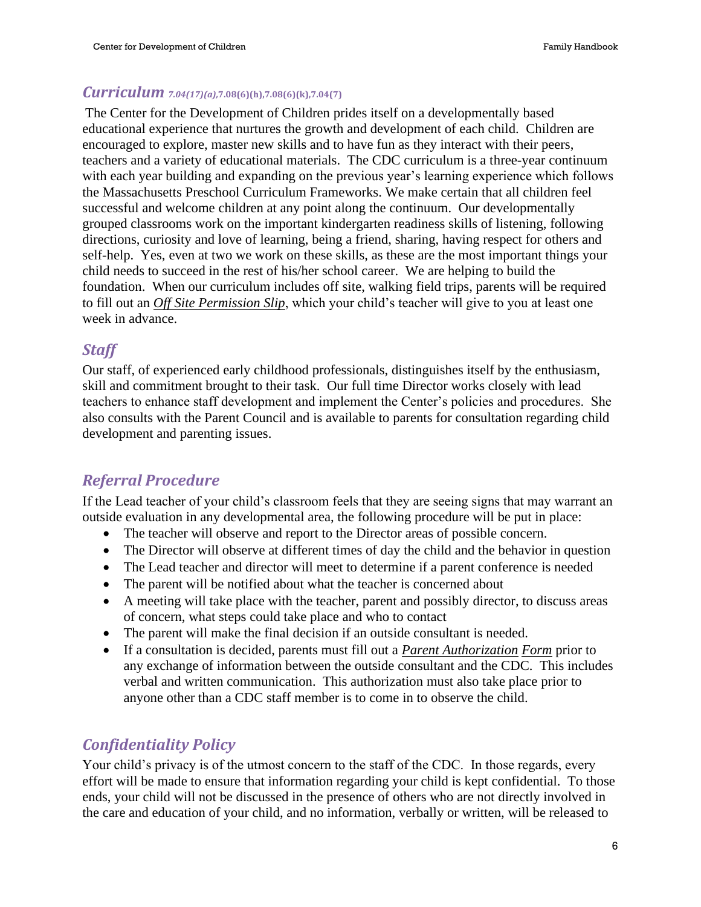## *Curriculum* *7.04(17)(a)*,7.08(6)(h),7.08(6)(k),7.04(7)

The Center for the Development of Children prides itself on a developmentally based educational experience that nurtures the growth and development of each child. Children are encouraged to explore, master new skills and to have fun as they interact with their peers, teachers and a variety of educational materials. The CDC curriculum is a three-year continuum with each year building and expanding on the previous year's learning experience which follows the Massachusetts Preschool Curriculum Frameworks. We make certain that all children feel successful and welcome children at any point along the continuum. Our developmentally grouped classrooms work on the important kindergarten readiness skills of listening, following directions, curiosity and love of learning, being a friend, sharing, having respect for others and self-help. Yes, even at two we work on these skills, as these are the most important things your child needs to succeed in the rest of his/her school career. We are helping to build the foundation. When our curriculum includes off site, walking field trips, parents will be required to fill out an ***Off Site Permission Slip***, which your child's teacher will give to you at least one week in advance.

## *Staff*

Our staff, of experienced early childhood professionals, distinguishes itself by the enthusiasm, skill and commitment brought to their task. Our full time Director works closely with lead teachers to enhance staff development and implement the Center's policies and procedures. She also consults with the Parent Council and is available to parents for consultation regarding child development and parenting issues.

## *Referral Procedure*

If the Lead teacher of your child's classroom feels that they are seeing signs that may warrant an outside evaluation in any developmental area, the following procedure will be put in place:

- The teacher will observe and report to the Director areas of possible concern.
- The Director will observe at different times of day the child and the behavior in question
- The Lead teacher and director will meet to determine if a parent conference is needed
- The parent will be notified about what the teacher is concerned about
- A meeting will take place with the teacher, parent and possibly director, to discuss areas of concern, what steps could take place and who to contact
- The parent will make the final decision if an outside consultant is needed.
- If a consultation is decided, parents must fill out a *Parent Authorization Form* prior to any exchange of information between the outside consultant and the CDC. This includes verbal and written communication. This authorization must also take place prior to anyone other than a CDC staff member is to come in to observe the child.

## *Confidentiality Policy*

Your child's privacy is of the utmost concern to the staff of the CDC. In those regards, every effort will be made to ensure that information regarding your child is kept confidential. To those ends, your child will not be discussed in the presence of others who are not directly involved in the care and education of your child, and no information, verbally or written, will be released to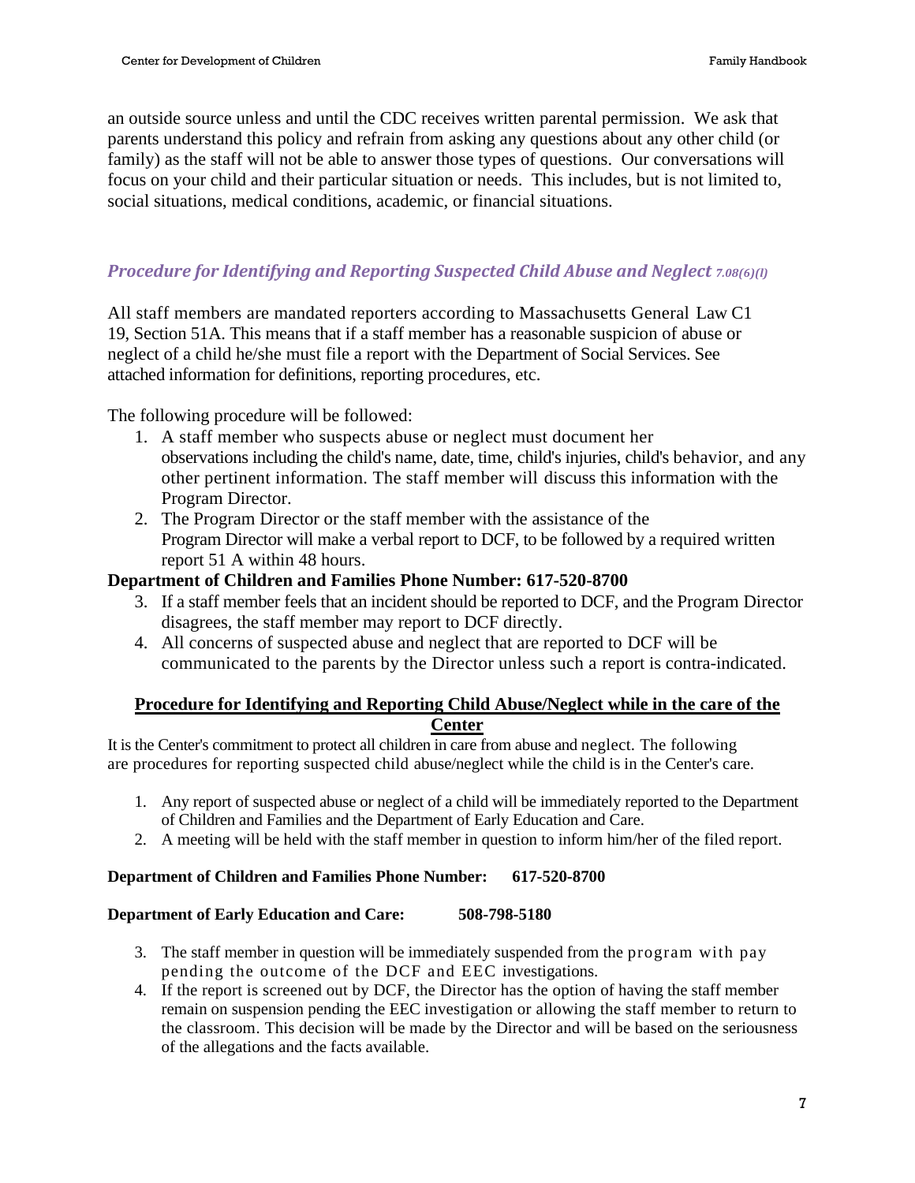an outside source unless and until the CDC receives written parental permission. We ask that parents understand this policy and refrain from asking any questions about any other child (or family) as the staff will not be able to answer those types of questions. Our conversations will focus on your child and their particular situation or needs. This includes, but is not limited to, social situations, medical conditions, academic, or financial situations.

## *Procedure for Identifying and Reporting Suspected Child Abuse and Neglect 7.08(6)(l)*

All staff members are mandated reporters according to Massachusetts General Law C1 19, Section 51A. This means that if a staff member has a reasonable suspicion of abuse or neglect of a child he/she must file a report with the Department of Social Services. See attached information for definitions, reporting procedures, etc.

The following procedure will be followed:

1. A staff member who suspects abuse or neglect must document her observations including the child's name, date, time, child's injuries, child's behavior, and any other pertinent information. The staff member will discuss this information with the Program Director.
2. The Program Director or the staff member with the assistance of the Program Director will make a verbal report to DCF, to be followed by a required written report 51 A within 48 hours.

**Department of Children and Families Phone Number: 617-520-8700**

3. If a staff member feels that an incident should be reported to DCF, and the Program Director disagrees, the staff member may report to DCF directly.
4. All concerns of suspected abuse and neglect that are reported to DCF will be communicated to the parents by the Director unless such a report is contra-indicated.

## Procedure for Identifying and Reporting Child Abuse/Neglect while in the care of the Center

It is the Center's commitment to protect all children in care from abuse and neglect. The following are procedures for reporting suspected child abuse/neglect while the child is in the Center's care.

1. Any report of suspected abuse or neglect of a child will be immediately reported to the Department of Children and Families and the Department of Early Education and Care.
2. A meeting will be held with the staff member in question to inform him/her of the filed report.

**Department of Children and Families Phone Number: 617-520-8700**

**Department of Early Education and Care: 508-798-5180**

3. The staff member in question will be immediately suspended from the program with pay pending the outcome of the DCF and EEC investigations.
4. If the report is screened out by DCF, the Director has the option of having the staff member remain on suspension pending the EEC investigation or allowing the staff member to return to the classroom. This decision will be made by the Director and will be based on the seriousness of the allegations and the facts available.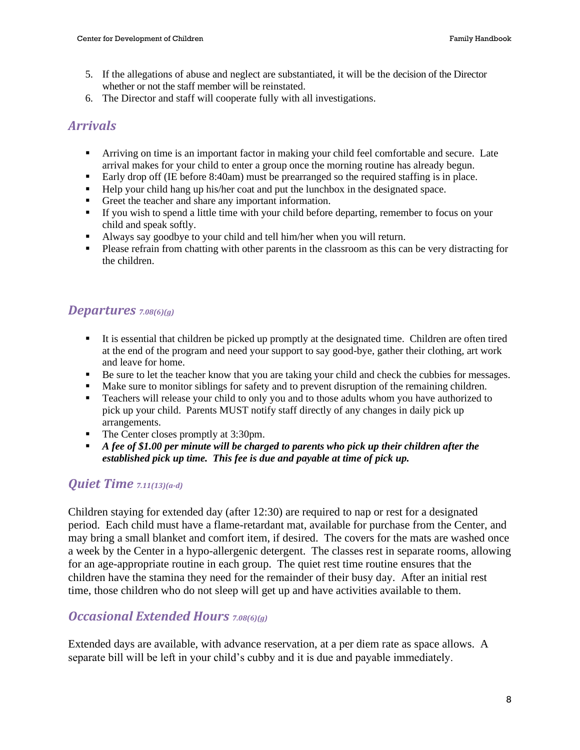5. If the allegations of abuse and neglect are substantiated, it will be the decision of the Director whether or not the staff member will be reinstated.
6. The Director and staff will cooperate fully with all investigations.

## *Arrivals*

- Arriving on time is an important factor in making your child feel comfortable and secure. Late arrival makes for your child to enter a group once the morning routine has already begun.
- Early drop off (IE before 8:40am) must be prearranged so the required staffing is in place.
- Help your child hang up his/her coat and put the lunchbox in the designated space.
- Greet the teacher and share any important information.
- If you wish to spend a little time with your child before departing, remember to focus on your child and speak softly.
- Always say goodbye to your child and tell him/her when you will return.
- Please refrain from chatting with other parents in the classroom as this can be very distracting for the children.

## *Departures* *7.08(6)(g)*

- It is essential that children be picked up promptly at the designated time. Children are often tired at the end of the program and need your support to say good-bye, gather their clothing, art work and leave for home.
- Be sure to let the teacher know that you are taking your child and check the cubbies for messages.
- Make sure to monitor siblings for safety and to prevent disruption of the remaining children.
- Teachers will release your child to only you and to those adults whom you have authorized to pick up your child. Parents MUST notify staff directly of any changes in daily pick up arrangements.
- The Center closes promptly at 3:30pm.
- ***A fee of $1.00 per minute will be charged to parents who pick up their children after the established pick up time. This fee is due and payable at time of pick up.***

## *Quiet Time* *7.11(13)(a-d)*

Children staying for extended day (after 12:30) are required to nap or rest for a designated period. Each child must have a flame-retardant mat, available for purchase from the Center, and may bring a small blanket and comfort item, if desired. The covers for the mats are washed once a week by the Center in a hypo-allergenic detergent. The classes rest in separate rooms, allowing for an age-appropriate routine in each group. The quiet rest time routine ensures that the children have the stamina they need for the remainder of their busy day. After an initial rest time, those children who do not sleep will get up and have activities available to them.

## *Occasional Extended Hours* *7.08(6)(g)*

Extended days are available, with advance reservation, at a per diem rate as space allows. A separate bill will be left in your child's cubby and it is due and payable immediately.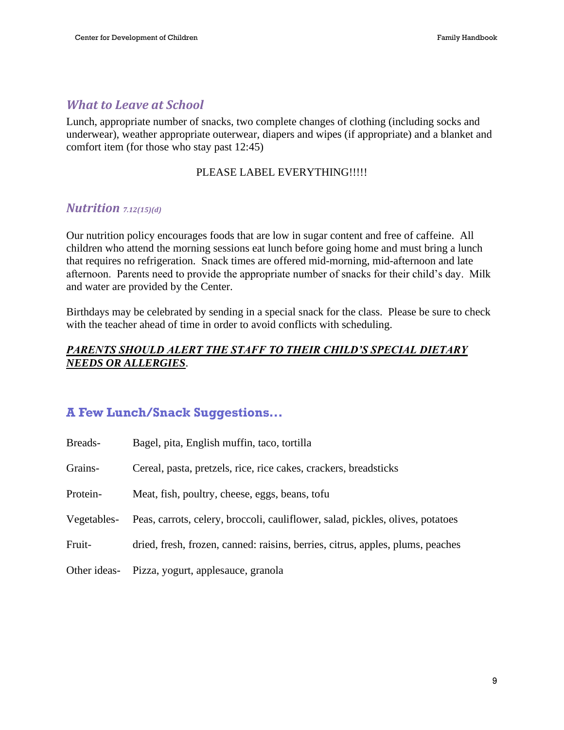## *What to Leave at School*

Lunch, appropriate number of snacks, two complete changes of clothing (including socks and underwear), weather appropriate outerwear, diapers and wipes (if appropriate) and a blanket and comfort item (for those who stay past 12:45)

PLEASE LABEL EVERYTHING!!!!!

## *Nutrition* *7.12(15)(d)*

Our nutrition policy encourages foods that are low in sugar content and free of caffeine. All children who attend the morning sessions eat lunch before going home and must bring a lunch that requires no refrigeration. Snack times are offered mid-morning, mid-afternoon and late afternoon. Parents need to provide the appropriate number of snacks for their child's day. Milk and water are provided by the Center.

Birthdays may be celebrated by sending in a special snack for the class. Please be sure to check with the teacher ahead of time in order to avoid conflicts with scheduling.

***PARENTS SHOULD ALERT THE STAFF TO THEIR CHILD'S SPECIAL DIETARY NEEDS OR ALLERGIES***.

## A Few Lunch/Snack Suggestions…

| | |
|---|---|
| Breads- | Bagel, pita, English muffin, taco, tortilla |
| Grains- | Cereal, pasta, pretzels, rice, rice cakes, crackers, breadsticks |
| Protein- | Meat, fish, poultry, cheese, eggs, beans, tofu |
| Vegetables- | Peas, carrots, celery, broccoli, cauliflower, salad, pickles, olives, potatoes |
| Fruit- | dried, fresh, frozen, canned: raisins, berries, citrus, apples, plums, peaches |
| Other ideas- | Pizza, yogurt, applesauce, granola |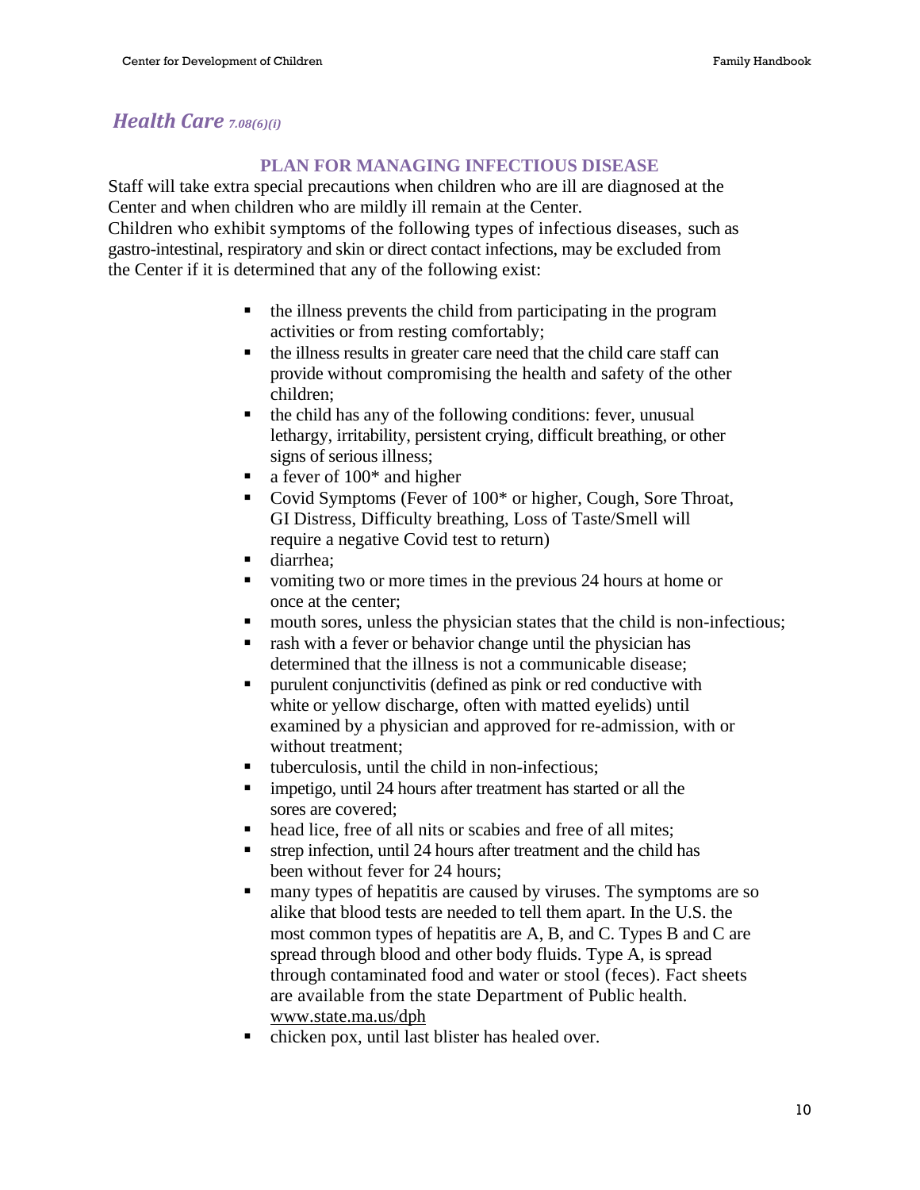## *Health Care 7.08(6)(i)*

### PLAN FOR MANAGING INFECTIOUS DISEASE

Staff will take extra special precautions when children who are ill are diagnosed at the Center and when children who are mildly ill remain at the Center.
Children who exhibit symptoms of the following types of infectious diseases, such as gastro-intestinal, respiratory and skin or direct contact infections, may be excluded from the Center if it is determined that any of the following exist:

- the illness prevents the child from participating in the program activities or from resting comfortably;
- the illness results in greater care need that the child care staff can provide without compromising the health and safety of the other children;
- the child has any of the following conditions: fever, unusual lethargy, irritability, persistent crying, difficult breathing, or other signs of serious illness;
- a fever of 100* and higher
- Covid Symptoms (Fever of 100* or higher, Cough, Sore Throat, GI Distress, Difficulty breathing, Loss of Taste/Smell will require a negative Covid test to return)
- diarrhea;
- vomiting two or more times in the previous 24 hours at home or once at the center;
- mouth sores, unless the physician states that the child is non-infectious;
- rash with a fever or behavior change until the physician has determined that the illness is not a communicable disease;
- purulent conjunctivitis (defined as pink or red conductive with white or yellow discharge, often with matted eyelids) until examined by a physician and approved for re-admission, with or without treatment;
- tuberculosis, until the child in non-infectious;
- impetigo, until 24 hours after treatment has started or all the sores are covered;
- head lice, free of all nits or scabies and free of all mites;
- strep infection, until 24 hours after treatment and the child has been without fever for 24 hours;
- many types of hepatitis are caused by viruses. The symptoms are so alike that blood tests are needed to tell them apart. In the U.S. the most common types of hepatitis are A, B, and C. Types B and C are spread through blood and other body fluids. Type A, is spread through contaminated food and water or stool (feces). Fact sheets are available from the state Department of Public health. www.state.ma.us/dph
- chicken pox, until last blister has healed over.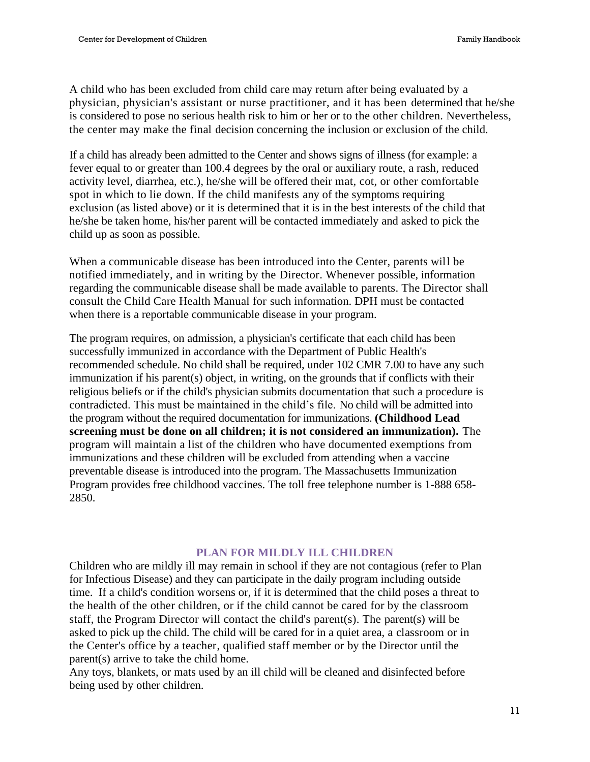A child who has been excluded from child care may return after being evaluated by a physician, physician's assistant or nurse practitioner, and it has been determined that he/she is considered to pose no serious health risk to him or her or to the other children. Nevertheless, the center may make the final decision concerning the inclusion or exclusion of the child.

If a child has already been admitted to the Center and shows signs of illness (for example: a fever equal to or greater than 100.4 degrees by the oral or auxiliary route, a rash, reduced activity level, diarrhea, etc.), he/she will be offered their mat, cot, or other comfortable spot in which to lie down. If the child manifests any of the symptoms requiring exclusion (as listed above) or it is determined that it is in the best interests of the child that he/she be taken home, his/her parent will be contacted immediately and asked to pick the child up as soon as possible.

When a communicable disease has been introduced into the Center, parents will be notified immediately, and in writing by the Director. Whenever possible, information regarding the communicable disease shall be made available to parents. The Director shall consult the Child Care Health Manual for such information. DPH must be contacted when there is a reportable communicable disease in your program.

The program requires, on admission, a physician's certificate that each child has been successfully immunized in accordance with the Department of Public Health's recommended schedule. No child shall be required, under 102 CMR 7.00 to have any such immunization if his parent(s) object, in writing, on the grounds that if conflicts with their religious beliefs or if the child's physician submits documentation that such a procedure is contradicted. This must be maintained in the child's file. No child will be admitted into the program without the required documentation for immunizations. **(Childhood Lead screening must be done on all children; it is not considered an immunization).** The program will maintain a list of the children who have documented exemptions from immunizations and these children will be excluded from attending when a vaccine preventable disease is introduced into the program. The Massachusetts Immunization Program provides free childhood vaccines. The toll free telephone number is 1-888 658-2850.

## PLAN FOR MILDLY ILL CHILDREN

Children who are mildly ill may remain in school if they are not contagious (refer to Plan for Infectious Disease) and they can participate in the daily program including outside time. If a child's condition worsens or, if it is determined that the child poses a threat to the health of the other children, or if the child cannot be cared for by the classroom staff, the Program Director will contact the child's parent(s). The parent(s) will be asked to pick up the child. The child will be cared for in a quiet area, a classroom or in the Center's office by a teacher, qualified staff member or by the Director until the parent(s) arrive to take the child home.

Any toys, blankets, or mats used by an ill child will be cleaned and disinfected before being used by other children.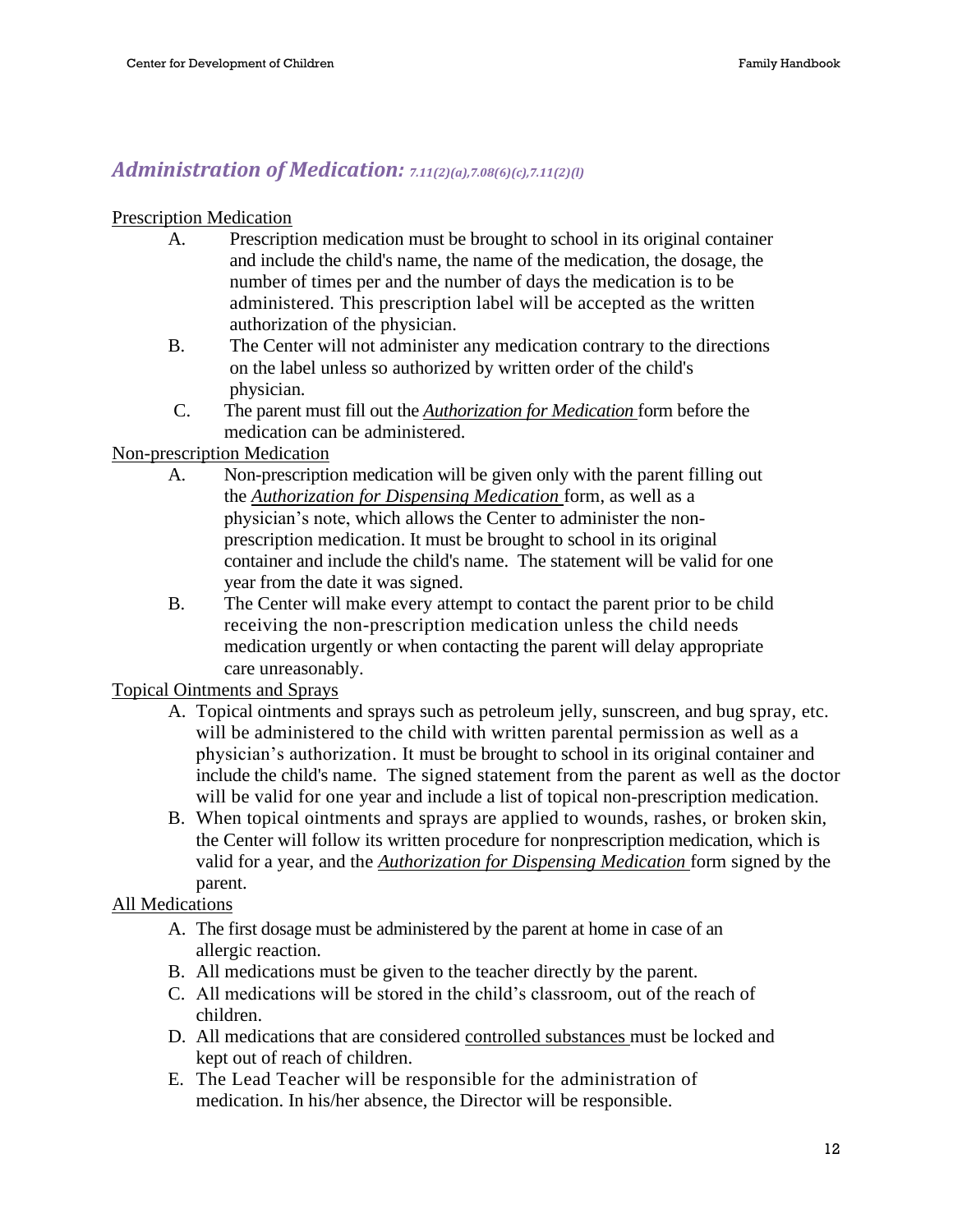## *Administration of Medication: 7.11(2)(a),7.08(6)(c),7.11(2)(l)*

Prescription Medication

A. Prescription medication must be brought to school in its original container and include the child's name, the name of the medication, the dosage, the number of times per and the number of days the medication is to be administered. This prescription label will be accepted as the written authorization of the physician.

B. The Center will not administer any medication contrary to the directions on the label unless so authorized by written order of the child's physician.

C. The parent must fill out the ***Authorization for Medication*** form before the medication can be administered.

Non-prescription Medication

A. Non-prescription medication will be given only with the parent filling out the ***Authorization for Dispensing Medication*** form, as well as a physician's note, which allows the Center to administer the non-prescription medication. It must be brought to school in its original container and include the child's name. The statement will be valid for one year from the date it was signed.

B. The Center will make every attempt to contact the parent prior to be child receiving the non-prescription medication unless the child needs medication urgently or when contacting the parent will delay appropriate care unreasonably.

Topical Ointments and Sprays

A. Topical ointments and sprays such as petroleum jelly, sunscreen, and bug spray, etc. will be administered to the child with written parental permission as well as a physician's authorization. It must be brought to school in its original container and include the child's name. The signed statement from the parent as well as the doctor will be valid for one year and include a list of topical non-prescription medication.

B. When topical ointments and sprays are applied to wounds, rashes, or broken skin, the Center will follow its written procedure for nonprescription medication, which is valid for a year, and the ***Authorization for Dispensing Medication*** form signed by the parent.

All Medications

A. The first dosage must be administered by the parent at home in case of an allergic reaction.

B. All medications must be given to the teacher directly by the parent.

C. All medications will be stored in the child's classroom, out of the reach of children.

D. All medications that are considered controlled substances must be locked and kept out of reach of children.

E. The Lead Teacher will be responsible for the administration of medication. In his/her absence, the Director will be responsible.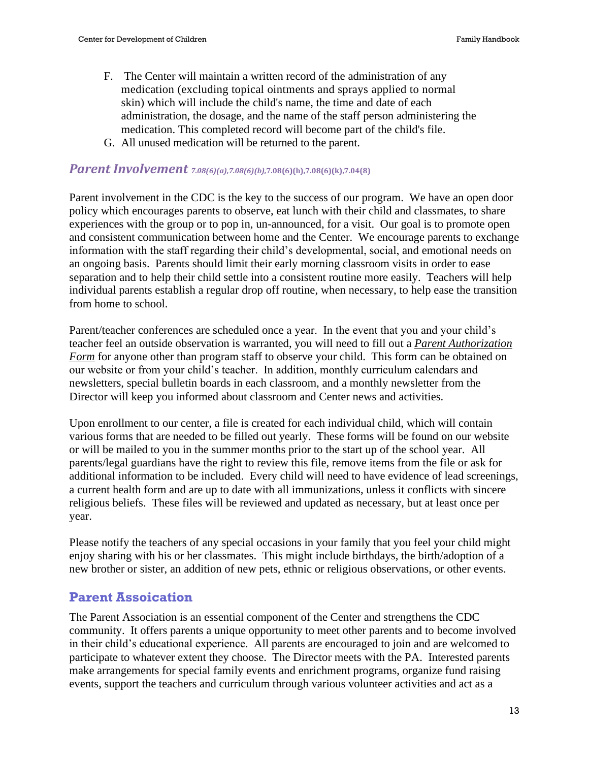F. The Center will maintain a written record of the administration of any medication (excluding topical ointments and sprays applied to normal skin) which will include the child's name, the time and date of each administration, the dosage, and the name of the staff person administering the medication. This completed record will become part of the child's file.

G. All unused medication will be returned to the parent.

## *Parent Involvement* *7.08(6)(a),7.08(6)(b),*7.08(6)(h),7.08(6)(k),7.04(8)

Parent involvement in the CDC is the key to the success of our program. We have an open door policy which encourages parents to observe, eat lunch with their child and classmates, to share experiences with the group or to pop in, un-announced, for a visit. Our goal is to promote open and consistent communication between home and the Center. We encourage parents to exchange information with the staff regarding their child's developmental, social, and emotional needs on an ongoing basis. Parents should limit their early morning classroom visits in order to ease separation and to help their child settle into a consistent routine more easily. Teachers will help individual parents establish a regular drop off routine, when necessary, to help ease the transition from home to school.

Parent/teacher conferences are scheduled once a year. In the event that you and your child's teacher feel an outside observation is warranted, you will need to fill out a ***Parent Authorization Form*** for anyone other than program staff to observe your child. This form can be obtained on our website or from your child's teacher. In addition, monthly curriculum calendars and newsletters, special bulletin boards in each classroom, and a monthly newsletter from the Director will keep you informed about classroom and Center news and activities.

Upon enrollment to our center, a file is created for each individual child, which will contain various forms that are needed to be filled out yearly. These forms will be found on our website or will be mailed to you in the summer months prior to the start up of the school year. All parents/legal guardians have the right to review this file, remove items from the file or ask for additional information to be included. Every child will need to have evidence of lead screenings, a current health form and are up to date with all immunizations, unless it conflicts with sincere religious beliefs. These files will be reviewed and updated as necessary, but at least once per year.

Please notify the teachers of any special occasions in your family that you feel your child might enjoy sharing with his or her classmates. This might include birthdays, the birth/adoption of a new brother or sister, an addition of new pets, ethnic or religious observations, or other events.

## Parent Assoication

The Parent Association is an essential component of the Center and strengthens the CDC community. It offers parents a unique opportunity to meet other parents and to become involved in their child's educational experience. All parents are encouraged to join and are welcomed to participate to whatever extent they choose. The Director meets with the PA. Interested parents make arrangements for special family events and enrichment programs, organize fund raising events, support the teachers and curriculum through various volunteer activities and act as a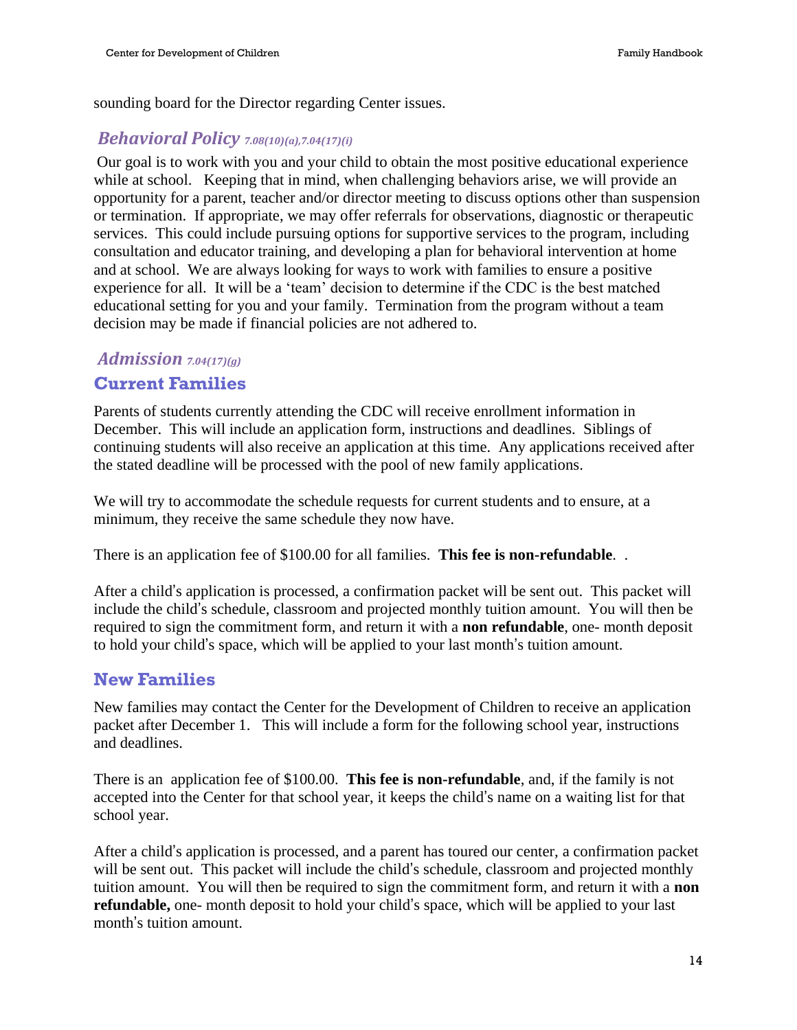sounding board for the Director regarding Center issues.

## *Behavioral Policy* *7.08(10)(a),7.04(17)(i)*

Our goal is to work with you and your child to obtain the most positive educational experience while at school. Keeping that in mind, when challenging behaviors arise, we will provide an opportunity for a parent, teacher and/or director meeting to discuss options other than suspension or termination. If appropriate, we may offer referrals for observations, diagnostic or therapeutic services. This could include pursuing options for supportive services to the program, including consultation and educator training, and developing a plan for behavioral intervention at home and at school. We are always looking for ways to work with families to ensure a positive experience for all. It will be a 'team' decision to determine if the CDC is the best matched educational setting for you and your family. Termination from the program without a team decision may be made if financial policies are not adhered to.

## *Admission* *7.04(17)(g)*

### Current Families

Parents of students currently attending the CDC will receive enrollment information in December. This will include an application form, instructions and deadlines. Siblings of continuing students will also receive an application at this time. Any applications received after the stated deadline will be processed with the pool of new family applications.

We will try to accommodate the schedule requests for current students and to ensure, at a minimum, they receive the same schedule they now have.

There is an application fee of $100.00 for all families. **This fee is non-refundable**. .

After a child's application is processed, a confirmation packet will be sent out. This packet will include the child's schedule, classroom and projected monthly tuition amount. You will then be required to sign the commitment form, and return it with a **non refundable**, one- month deposit to hold your child's space, which will be applied to your last month's tuition amount.

### New Families

New families may contact the Center for the Development of Children to receive an application packet after December 1. This will include a form for the following school year, instructions and deadlines.

There is an application fee of $100.00. **This fee is non-refundable**, and, if the family is not accepted into the Center for that school year, it keeps the child's name on a waiting list for that school year.

After a child's application is processed, and a parent has toured our center, a confirmation packet will be sent out. This packet will include the child's schedule, classroom and projected monthly tuition amount. You will then be required to sign the commitment form, and return it with a **non refundable,** one- month deposit to hold your child's space, which will be applied to your last month's tuition amount.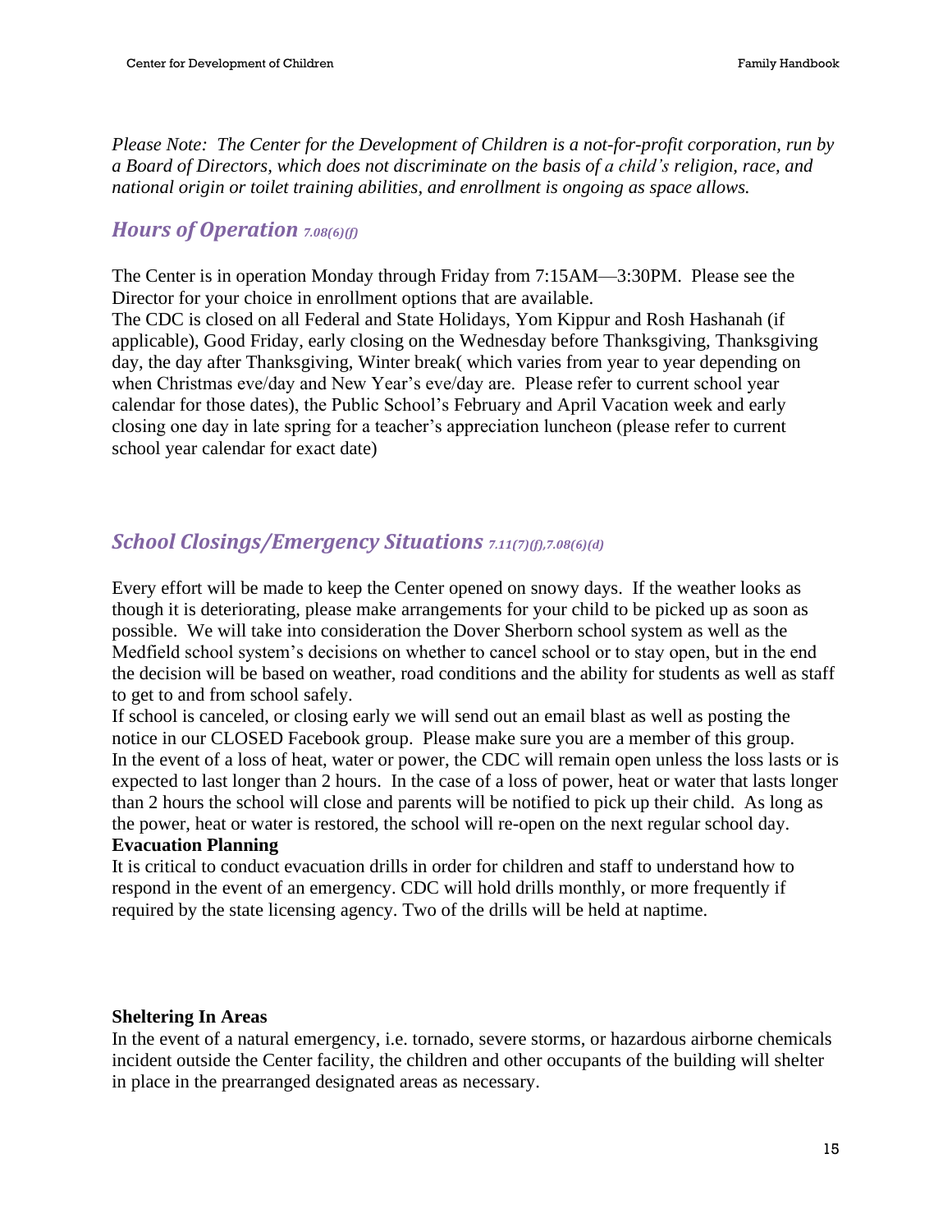*Please Note: The Center for the Development of Children is a not-for-profit corporation, run by a Board of Directors, which does not discriminate on the basis of a child's religion, race, and national origin or toilet training abilities, and enrollment is ongoing as space allows.*

## *Hours of Operation* *7.08(6)(f)*

The Center is in operation Monday through Friday from 7:15AM—3:30PM. Please see the Director for your choice in enrollment options that are available.
The CDC is closed on all Federal and State Holidays, Yom Kippur and Rosh Hashanah (if applicable), Good Friday, early closing on the Wednesday before Thanksgiving, Thanksgiving day, the day after Thanksgiving, Winter break( which varies from year to year depending on when Christmas eve/day and New Year's eve/day are. Please refer to current school year calendar for those dates), the Public School's February and April Vacation week and early closing one day in late spring for a teacher's appreciation luncheon (please refer to current school year calendar for exact date)

## *School Closings/Emergency Situations* *7.11(7)(f),7.08(6)(d)*

Every effort will be made to keep the Center opened on snowy days. If the weather looks as though it is deteriorating, please make arrangements for your child to be picked up as soon as possible. We will take into consideration the Dover Sherborn school system as well as the Medfield school system's decisions on whether to cancel school or to stay open, but in the end the decision will be based on weather, road conditions and the ability for students as well as staff to get to and from school safely.
If school is canceled, or closing early we will send out an email blast as well as posting the notice in our CLOSED Facebook group. Please make sure you are a member of this group.
In the event of a loss of heat, water or power, the CDC will remain open unless the loss lasts or is expected to last longer than 2 hours. In the case of a loss of power, heat or water that lasts longer than 2 hours the school will close and parents will be notified to pick up their child. As long as the power, heat or water is restored, the school will re-open on the next regular school day.

**Evacuation Planning**

It is critical to conduct evacuation drills in order for children and staff to understand how to respond in the event of an emergency. CDC will hold drills monthly, or more frequently if required by the state licensing agency. Two of the drills will be held at naptime.

**Sheltering In Areas**

In the event of a natural emergency, i.e. tornado, severe storms, or hazardous airborne chemicals incident outside the Center facility, the children and other occupants of the building will shelter in place in the prearranged designated areas as necessary.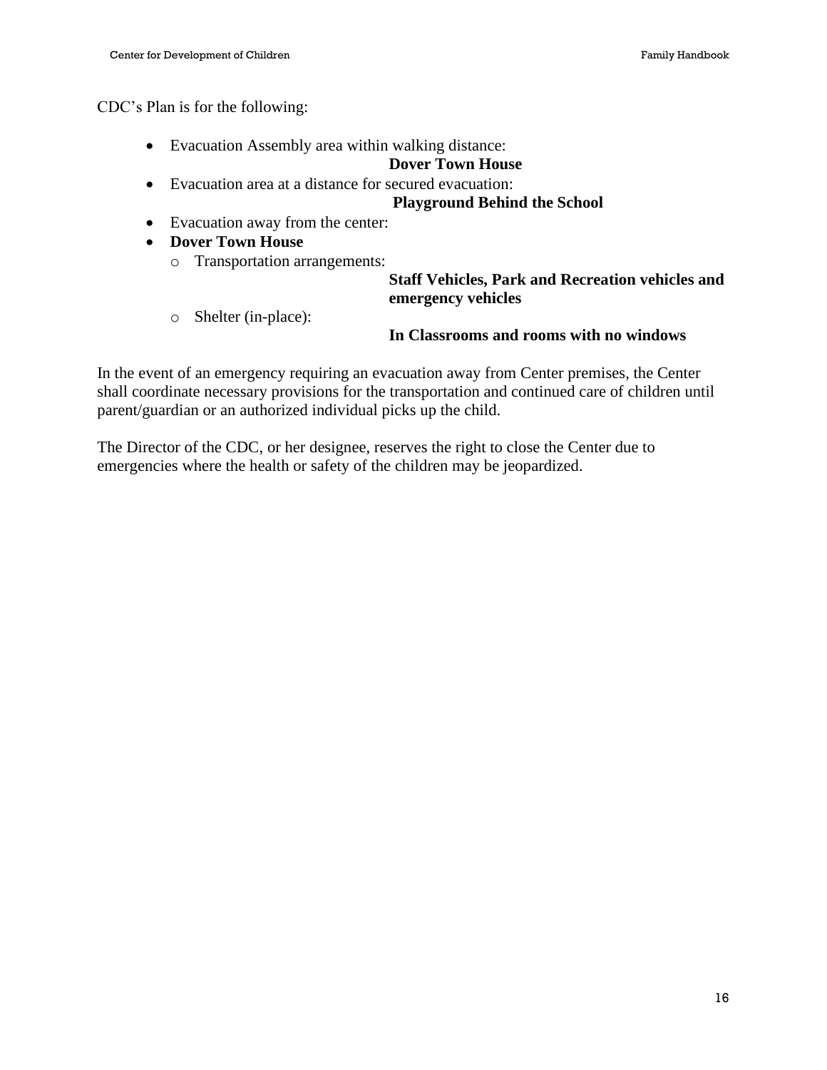CDC's Plan is for the following:

- Evacuation Assembly area within walking distance:
  **Dover Town House**
- Evacuation area at a distance for secured evacuation:
  **Playground Behind the School**
- Evacuation away from the center:
- **Dover Town House**
  - Transportation arrangements:
    **Staff Vehicles, Park and Recreation vehicles and emergency vehicles**
  - Shelter (in-place):
    **In Classrooms and rooms with no windows**

In the event of an emergency requiring an evacuation away from Center premises, the Center shall coordinate necessary provisions for the transportation and continued care of children until parent/guardian or an authorized individual picks up the child.

The Director of the CDC, or her designee, reserves the right to close the Center due to emergencies where the health or safety of the children may be jeopardized.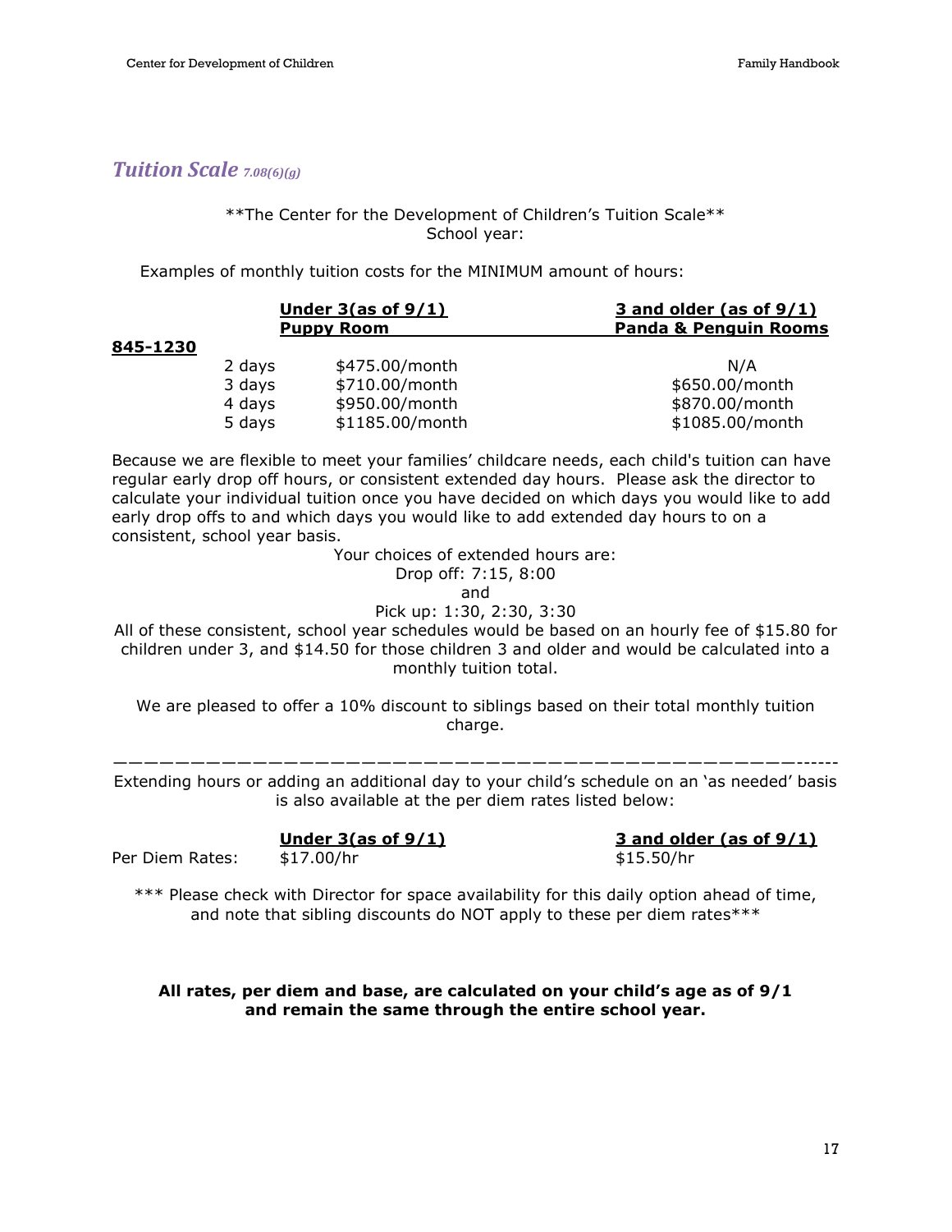## *Tuition Scale* *7.08(6)(g)*

**The Center for the Development of Children's Tuition Scale**
School year:

Examples of monthly tuition costs for the MINIMUM amount of hours:

| | | Under 3(as of 9/1) Puppy Room | 3 and older (as of 9/1) Panda & Penguin Rooms |
|---|---|---|---|
| **845-1230** | | | |
| | 2 days | $475.00/month | N/A |
| | 3 days | $710.00/month | $650.00/month |
| | 4 days | $950.00/month | $870.00/month |
| | 5 days | $1185.00/month | $1085.00/month |

Because we are flexible to meet your families' childcare needs, each child's tuition can have regular early drop off hours, or consistent extended day hours. Please ask the director to calculate your individual tuition once you have decided on which days you would like to add early drop offs to and which days you would like to add extended day hours to on a consistent, school year basis.

Your choices of extended hours are:
Drop off: 7:15, 8:00
and
Pick up: 1:30, 2:30, 3:30

All of these consistent, school year schedules would be based on an hourly fee of $15.80 for children under 3, and $14.50 for those children 3 and older and would be calculated into a monthly tuition total.

We are pleased to offer a 10% discount to siblings based on their total monthly tuition charge.

---

Extending hours or adding an additional day to your child's schedule on an 'as needed' basis is also available at the per diem rates listed below:

| | Under 3(as of 9/1) | 3 and older (as of 9/1) |
|---|---|---|
| Per Diem Rates: | $17.00/hr | $15.50/hr |

*** Please check with Director for space availability for this daily option ahead of time, and note that sibling discounts do NOT apply to these per diem rates***

**All rates, per diem and base, are calculated on your child's age as of 9/1 and remain the same through the entire school year.**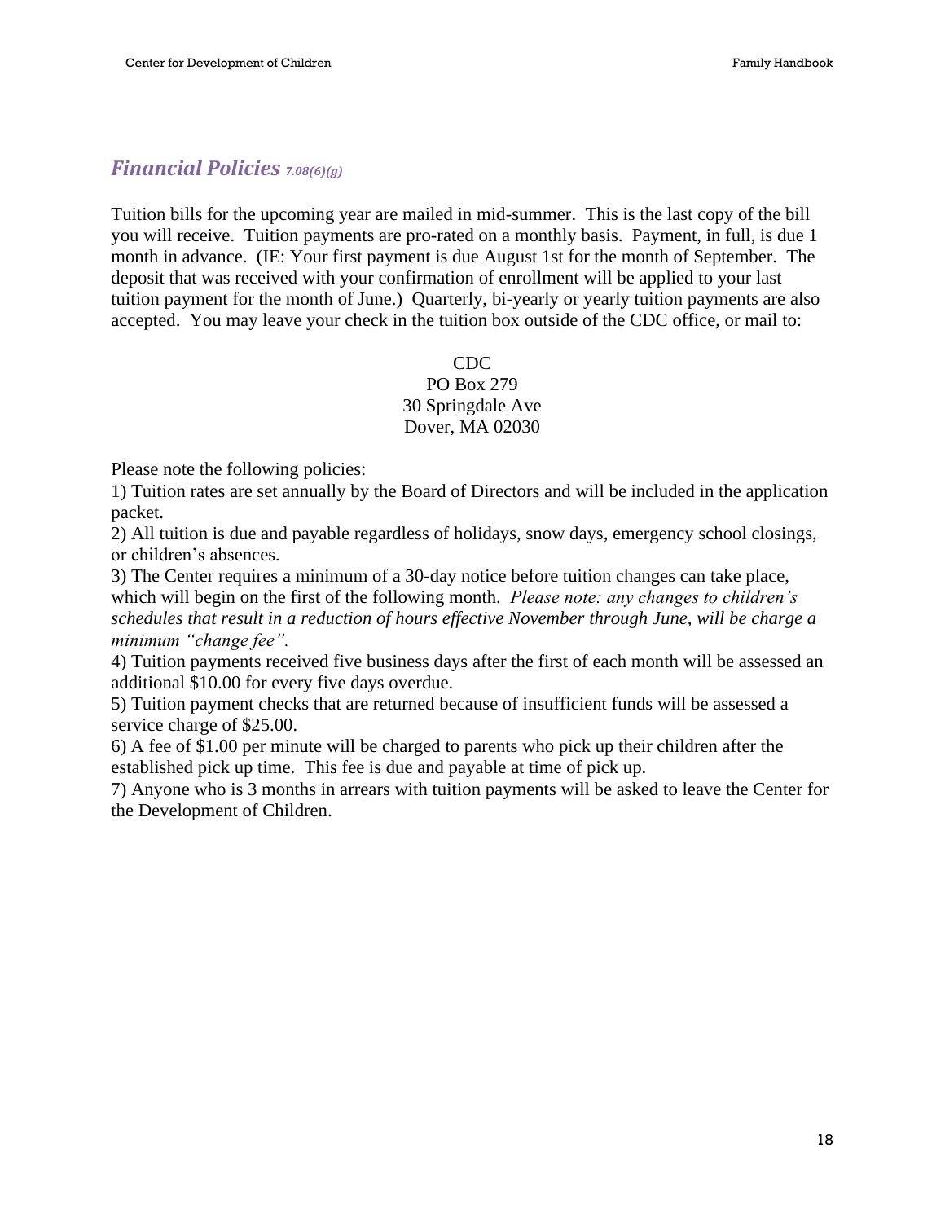## *Financial Policies* *7.08(6)(g)*

Tuition bills for the upcoming year are mailed in mid-summer. This is the last copy of the bill you will receive. Tuition payments are pro-rated on a monthly basis. Payment, in full, is due 1 month in advance. (IE: Your first payment is due August 1st for the month of September. The deposit that was received with your confirmation of enrollment will be applied to your last tuition payment for the month of June.) Quarterly, bi-yearly or yearly tuition payments are also accepted. You may leave your check in the tuition box outside of the CDC office, or mail to:

CDC
PO Box 279
30 Springdale Ave
Dover, MA 02030

Please note the following policies:

1) Tuition rates are set annually by the Board of Directors and will be included in the application packet.
2) All tuition is due and payable regardless of holidays, snow days, emergency school closings, or children's absences.
3) The Center requires a minimum of a 30-day notice before tuition changes can take place, which will begin on the first of the following month. *Please note: any changes to children's schedules that result in a reduction of hours effective November through June, will be charge a minimum "change fee".*
4) Tuition payments received five business days after the first of each month will be assessed an additional $10.00 for every five days overdue.
5) Tuition payment checks that are returned because of insufficient funds will be assessed a service charge of $25.00.
6) A fee of $1.00 per minute will be charged to parents who pick up their children after the established pick up time. This fee is due and payable at time of pick up.
7) Anyone who is 3 months in arrears with tuition payments will be asked to leave the Center for the Development of Children.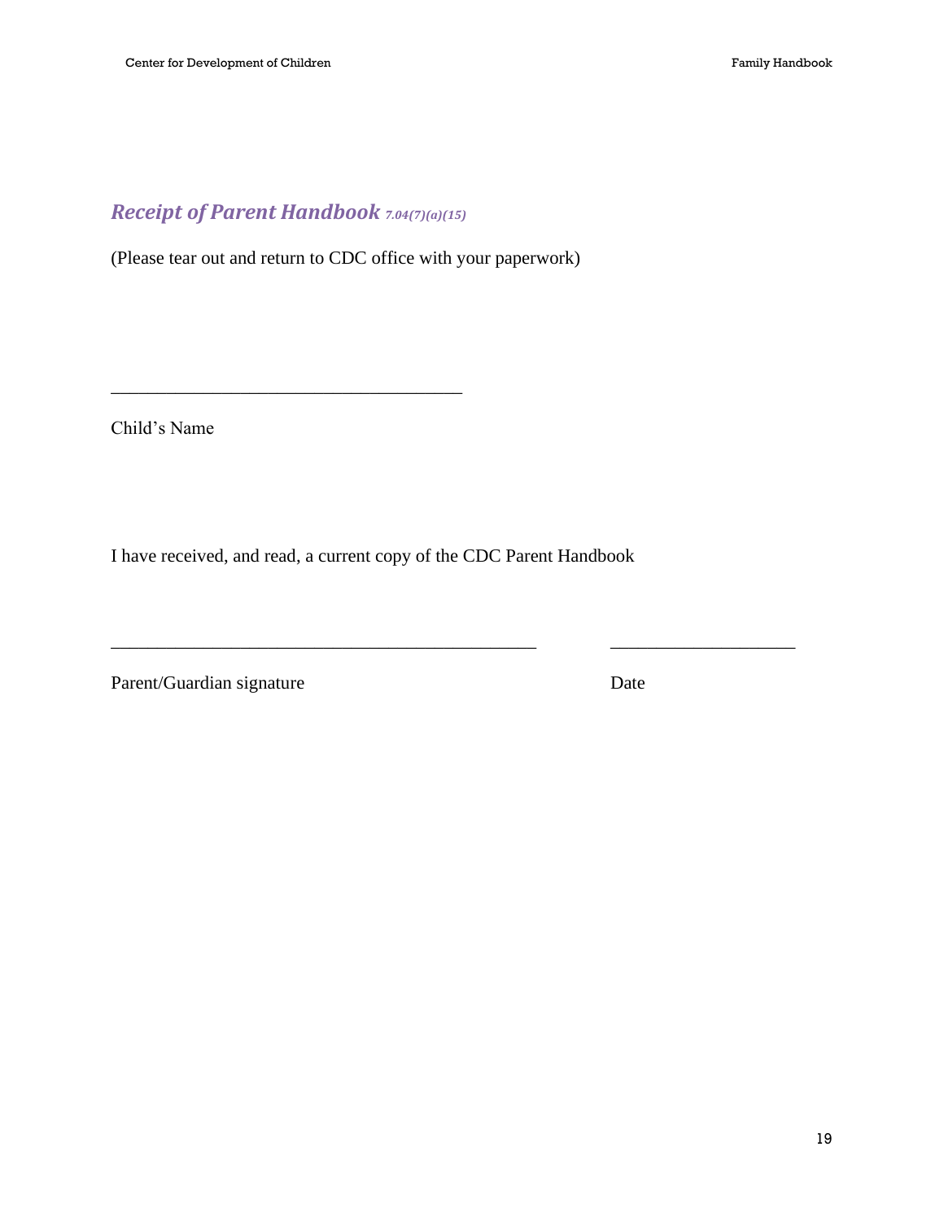## *Receipt of Parent Handbook* *7.04(7)(a)(15)*

(Please tear out and return to CDC office with your paperwork)

_______________________________________

Child's Name

I have received, and read, a current copy of the CDC Parent Handbook

_______________________________________________ _____________________

Parent/Guardian signature Date